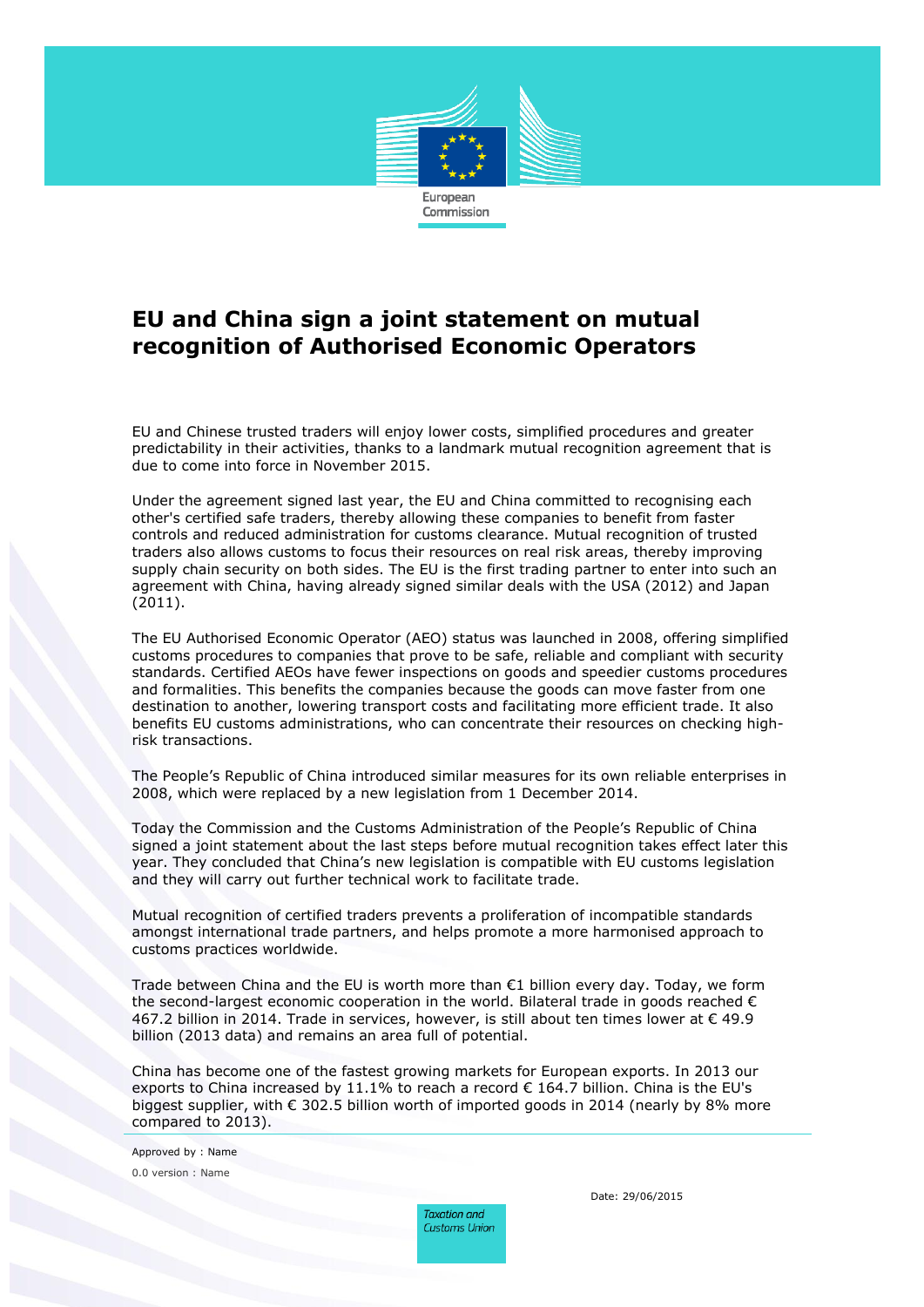European Commission

# EU and China sign a joint statement on mutual recognition of Authorised Economic Operators

EU and Chinese trusted traders will enjoy lower costs, simplified procedures and greater predictability in their activities, thanks to a landmark mutual recognition agreement that is due to come into force in November 2015.

Under the agreement signed last year, the EU and China committed to recognising each other's certified safe traders, thereby allowing these companies to benefit from faster controls and reduced administration for customs clearance. Mutual recognition of trusted traders also allows customs to focus their resources on real risk areas, thereby improving supply chain security on both sides. The EU is the first trading partner to enter into such an agreement with China, having already signed similar deals with the USA (2012) and Japan (2011).

The EU Authorised Economic Operator (AEO) status was launched in 2008, offering simplified customs procedures to companies that prove to be safe, reliable and compliant with security standards. Certified AEOs have fewer inspections on goods and speedier customs procedures and formalities. This benefits the companies because the goods can move faster from one destination to another, lowering transport costs and facilitating more efficient trade. It also benefits EU customs administrations, who can concentrate their resources on checking high-risk transactions.

The People's Republic of China introduced similar measures for its own reliable enterprises in 2008, which were replaced by a new legislation from 1 December 2014.

Today the Commission and the Customs Administration of the People's Republic of China signed a joint statement about the last steps before mutual recognition takes effect later this year. They concluded that China's new legislation is compatible with EU customs legislation and they will carry out further technical work to facilitate trade.

Mutual recognition of certified traders prevents a proliferation of incompatible standards amongst international trade partners, and helps promote a more harmonised approach to customs practices worldwide.

Trade between China and the EU is worth more than €1 billion every day. Today, we form the second-largest economic cooperation in the world. Bilateral trade in goods reached € 467.2 billion in 2014. Trade in services, however, is still about ten times lower at € 49.9 billion (2013 data) and remains an area full of potential.

China has become one of the fastest growing markets for European exports. In 2013 our exports to China increased by 11.1% to reach a record € 164.7 billion. China is the EU's biggest supplier, with € 302.5 billion worth of imported goods in 2014 (nearly by 8% more compared to 2013).

Approved by : Name

0.0 version : Name

Date: 29/06/2015

*Taxation and Customs Union*